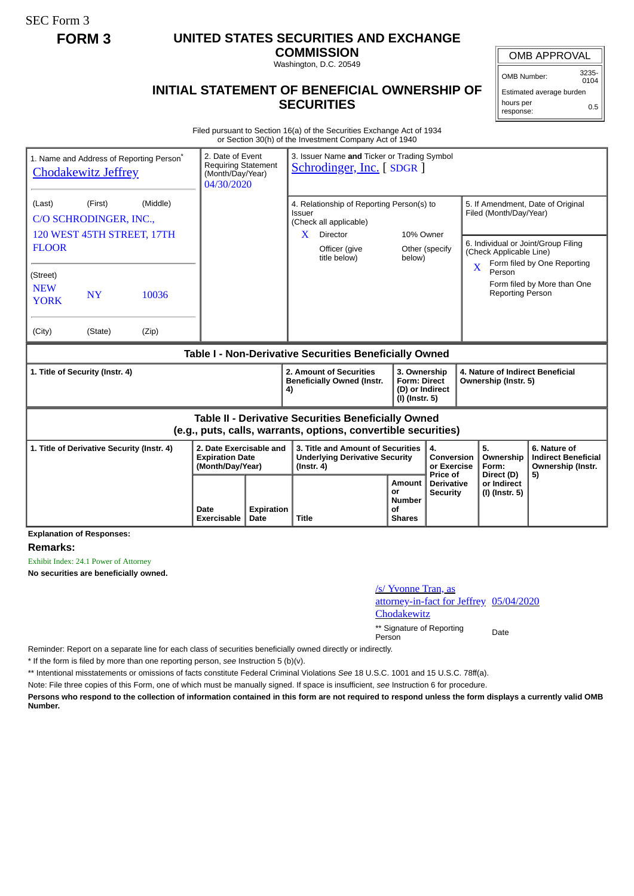SEC Form 3

**FORM 3**

# UNITED STATES SECURITIES AND EXCHANGE COMMISSION

Washington, D.C. 20549

## INITIAL STATEMENT OF BENEFICIAL OWNERSHIP OF SECURITIES

| OMB APPROVAL | |
|---|---|
| OMB Number: | 3235-0104 |
| Estimated average burden | |
| hours per response: | 0.5 |

Filed pursuant to Section 16(a) of the Securities Exchange Act of 1934
or Section 30(h) of the Investment Company Act of 1940

| 1. Name and Address of Reporting Person* | 2. Date of Event Requiring Statement (Month/Day/Year) | 3. Issuer Name **and** Ticker or Trading Symbol |
|---|---|---|
| Chodakewitz Jeffrey | 04/30/2020 | Schrodinger, Inc. [ SDGR ] |
| (Last) (First) (Middle)<br>C/O SCHRODINGER, INC.,<br>120 WEST 45TH STREET, 17TH FLOOR | | 4. Relationship of Reporting Person(s) to Issuer (Check all applicable)<br>X Director<br>10% Owner<br>Officer (give title below)<br>Other (specify below) |
| (Street)<br>NEW YORK NY 10036 | | 5. If Amendment, Date of Original Filed (Month/Day/Year) |
| (City) (State) (Zip) | | 6. Individual or Joint/Group Filing (Check Applicable Line)<br>X Form filed by One Reporting Person<br>Form filed by More than One Reporting Person |

### Table I - Non-Derivative Securities Beneficially Owned

| 1. Title of Security (Instr. 4) | 2. Amount of Securities Beneficially Owned (Instr. 4) | 3. Ownership Form: Direct (D) or Indirect (I) (Instr. 5) | 4. Nature of Indirect Beneficial Ownership (Instr. 5) |
|---|---|---|---|

### Table II - Derivative Securities Beneficially Owned (e.g., puts, calls, warrants, options, convertible securities)

| 1. Title of Derivative Security (Instr. 4) | 2. Date Exercisable and Expiration Date (Month/Day/Year) | | 3. Title and Amount of Securities Underlying Derivative Security (Instr. 4) | | 4. Conversion or Exercise Price of Derivative Security | 5. Ownership Form: Direct (D) or Indirect (I) (Instr. 5) | 6. Nature of Indirect Beneficial Ownership (Instr. 5) |
|---|---|---|---|---|---|---|---|
| | Date Exercisable | Expiration Date | Title | Amount or Number of Shares | | | |

**Explanation of Responses:**

**Remarks:**

Exhibit Index: 24.1 Power of Attorney

**No securities are beneficially owned.**

| /s/ Yvonne Tran, as attorney-in-fact for Jeffrey Chodakewitz | 05/04/2020 |
|---|---|
| ** Signature of Reporting Person | Date |

Reminder: Report on a separate line for each class of securities beneficially owned directly or indirectly.

\* If the form is filed by more than one reporting person, *see* Instruction 5 (b)(v).

** Intentional misstatements or omissions of facts constitute Federal Criminal Violations *See* 18 U.S.C. 1001 and 15 U.S.C. 78ff(a).

Note: File three copies of this Form, one of which must be manually signed. If space is insufficient, *see* Instruction 6 for procedure.

**Persons who respond to the collection of information contained in this form are not required to respond unless the form displays a currently valid OMB Number.**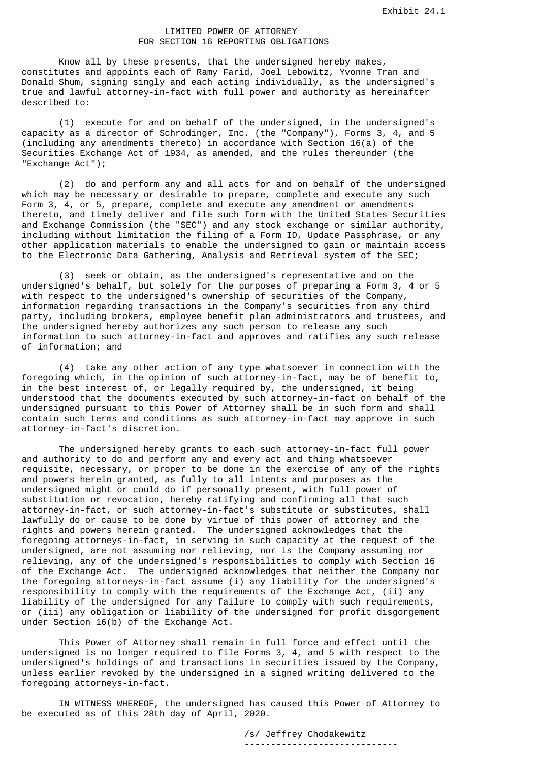Exhibit 24.1

LIMITED POWER OF ATTORNEY
FOR SECTION 16 REPORTING OBLIGATIONS

Know all by these presents, that the undersigned hereby makes, constitutes and appoints each of Ramy Farid, Joel Lebowitz, Yvonne Tran and Donald Shum, signing singly and each acting individually, as the undersigned's true and lawful attorney-in-fact with full power and authority as hereinafter described to:

(1) execute for and on behalf of the undersigned, in the undersigned's capacity as a director of Schrodinger, Inc. (the "Company"), Forms 3, 4, and 5 (including any amendments thereto) in accordance with Section 16(a) of the Securities Exchange Act of 1934, as amended, and the rules thereunder (the "Exchange Act");

(2) do and perform any and all acts for and on behalf of the undersigned which may be necessary or desirable to prepare, complete and execute any such Form 3, 4, or 5, prepare, complete and execute any amendment or amendments thereto, and timely deliver and file such form with the United States Securities and Exchange Commission (the "SEC") and any stock exchange or similar authority, including without limitation the filing of a Form ID, Update Passphrase, or any other application materials to enable the undersigned to gain or maintain access to the Electronic Data Gathering, Analysis and Retrieval system of the SEC;

(3) seek or obtain, as the undersigned's representative and on the undersigned's behalf, but solely for the purposes of preparing a Form 3, 4 or 5 with respect to the undersigned's ownership of securities of the Company, information regarding transactions in the Company's securities from any third party, including brokers, employee benefit plan administrators and trustees, and the undersigned hereby authorizes any such person to release any such information to such attorney-in-fact and approves and ratifies any such release of information; and

(4) take any other action of any type whatsoever in connection with the foregoing which, in the opinion of such attorney-in-fact, may be of benefit to, in the best interest of, or legally required by, the undersigned, it being understood that the documents executed by such attorney-in-fact on behalf of the undersigned pursuant to this Power of Attorney shall be in such form and shall contain such terms and conditions as such attorney-in-fact may approve in such attorney-in-fact's discretion.

The undersigned hereby grants to each such attorney-in-fact full power and authority to do and perform any and every act and thing whatsoever requisite, necessary, or proper to be done in the exercise of any of the rights and powers herein granted, as fully to all intents and purposes as the undersigned might or could do if personally present, with full power of substitution or revocation, hereby ratifying and confirming all that such attorney-in-fact, or such attorney-in-fact's substitute or substitutes, shall lawfully do or cause to be done by virtue of this power of attorney and the rights and powers herein granted. The undersigned acknowledges that the foregoing attorneys-in-fact, in serving in such capacity at the request of the undersigned, are not assuming nor relieving, nor is the Company assuming nor relieving, any of the undersigned's responsibilities to comply with Section 16 of the Exchange Act. The undersigned acknowledges that neither the Company nor the foregoing attorneys-in-fact assume (i) any liability for the undersigned's responsibility to comply with the requirements of the Exchange Act, (ii) any liability of the undersigned for any failure to comply with such requirements, or (iii) any obligation or liability of the undersigned for profit disgorgement under Section 16(b) of the Exchange Act.

This Power of Attorney shall remain in full force and effect until the undersigned is no longer required to file Forms 3, 4, and 5 with respect to the undersigned's holdings of and transactions in securities issued by the Company, unless earlier revoked by the undersigned in a signed writing delivered to the foregoing attorneys-in-fact.

IN WITNESS WHEREOF, the undersigned has caused this Power of Attorney to be executed as of this 28th day of April, 2020.

/s/ Jeffrey Chodakewitz

-----------------------------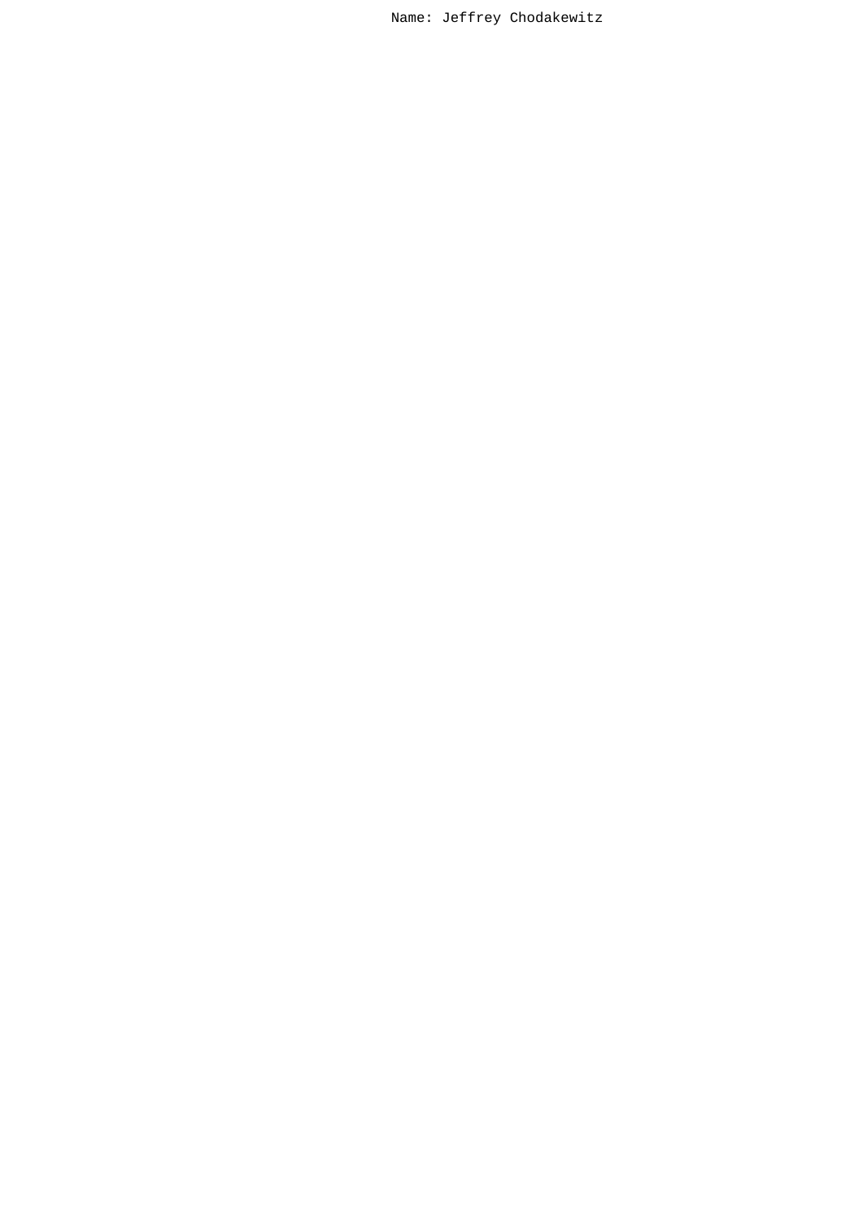Name: Jeffrey Chodakewitz